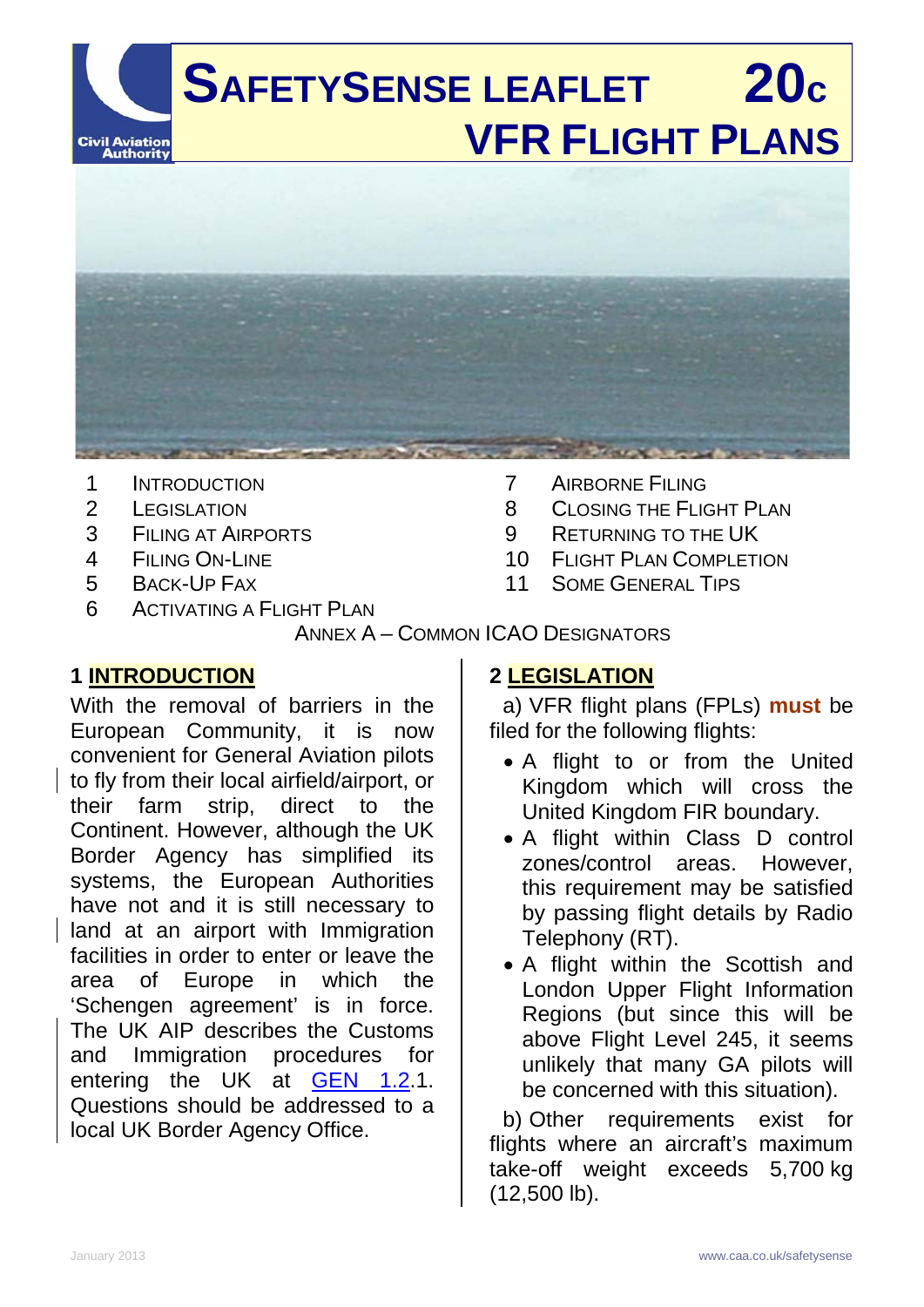# SAFETYSENSE LEAFLET 20c
# VFR FLIGHT PLANS

1. INTRODUCTION
2. LEGISLATION
3. FILING AT AIRPORTS
4. FILING ON-LINE
5. BACK-UP FAX
6. ACTIVATING A FLIGHT PLAN
7. AIRBORNE FILING
8. CLOSING THE FLIGHT PLAN
9. RETURNING TO THE UK
10. FLIGHT PLAN COMPLETION
11. SOME GENERAL TIPS

ANNEX A – COMMON ICAO DESIGNATORS

## 1 INTRODUCTION

With the removal of barriers in the European Community, it is now convenient for General Aviation pilots to fly from their local airfield/airport, or their farm strip, direct to the Continent. However, although the UK Border Agency has simplified its systems, the European Authorities have not and it is still necessary to land at an airport with Immigration facilities in order to enter or leave the area of Europe in which the 'Schengen agreement' is in force. The UK AIP describes the Customs and Immigration procedures for entering the UK at GEN 1.2.1. Questions should be addressed to a local UK Border Agency Office.

## 2 LEGISLATION

a) VFR flight plans (FPLs) **must** be filed for the following flights:

- A flight to or from the United Kingdom which will cross the United Kingdom FIR boundary.
- A flight within Class D control zones/control areas. However, this requirement may be satisfied by passing flight details by Radio Telephony (RT).
- A flight within the Scottish and London Upper Flight Information Regions (but since this will be above Flight Level 245, it seems unlikely that many GA pilots will be concerned with this situation).

b) Other requirements exist for flights where an aircraft's maximum take-off weight exceeds 5,700 kg (12,500 lb).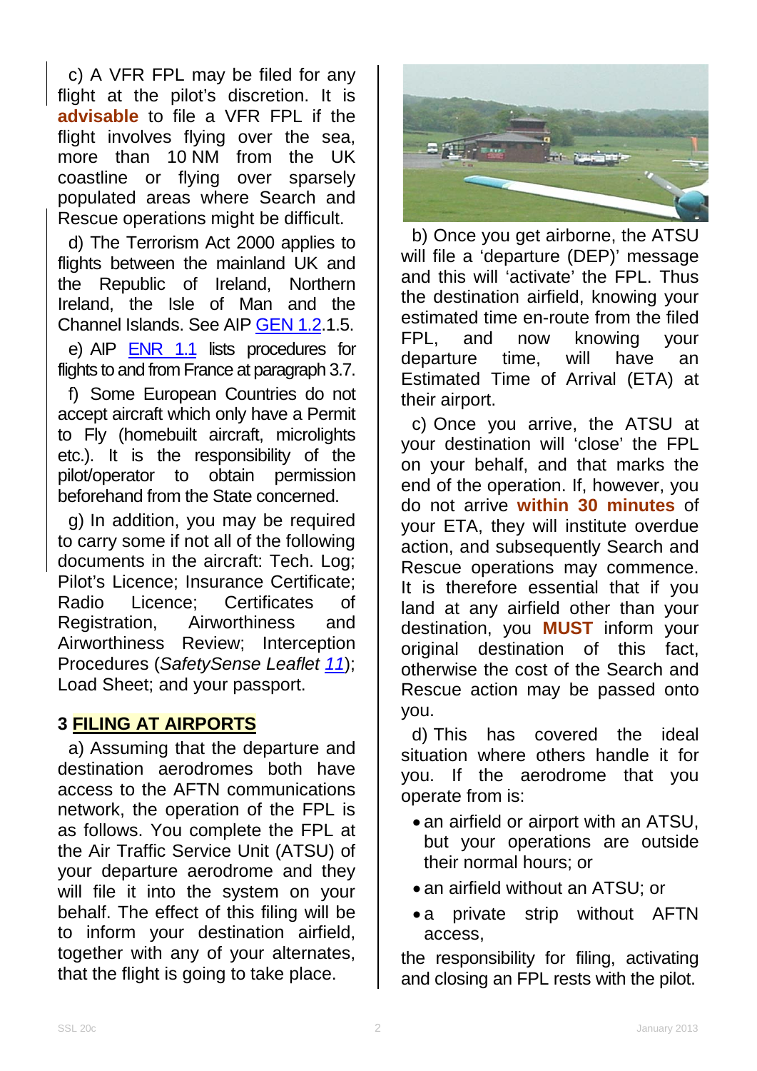c) A VFR FPL may be filed for any flight at the pilot's discretion. It is **advisable** to file a VFR FPL if the flight involves flying over the sea, more than 10 NM from the UK coastline or flying over sparsely populated areas where Search and Rescue operations might be difficult.

d) The Terrorism Act 2000 applies to flights between the mainland UK and the Republic of Ireland, Northern Ireland, the Isle of Man and the Channel Islands. See AIP GEN 1.2.1.5.

e) AIP ENR 1.1 lists procedures for flights to and from France at paragraph 3.7.

f) Some European Countries do not accept aircraft which only have a Permit to Fly (homebuilt aircraft, microlights etc.). It is the responsibility of the pilot/operator to obtain permission beforehand from the State concerned.

g) In addition, you may be required to carry some if not all of the following documents in the aircraft: Tech. Log; Pilot's Licence; Insurance Certificate; Radio Licence; Certificates of Registration, Airworthiness and Airworthiness Review; Interception Procedures (*SafetySense Leaflet 11*); Load Sheet; and your passport.

## 3 FILING AT AIRPORTS

a) Assuming that the departure and destination aerodromes both have access to the AFTN communications network, the operation of the FPL is as follows. You complete the FPL at the Air Traffic Service Unit (ATSU) of your departure aerodrome and they will file it into the system on your behalf. The effect of this filing will be to inform your destination airfield, together with any of your alternates, that the flight is going to take place.

b) Once you get airborne, the ATSU will file a 'departure (DEP)' message and this will 'activate' the FPL. Thus the destination airfield, knowing your estimated time en-route from the filed FPL, and now knowing your departure time, will have an Estimated Time of Arrival (ETA) at their airport.

c) Once you arrive, the ATSU at your destination will 'close' the FPL on your behalf, and that marks the end of the operation. If, however, you do not arrive **within 30 minutes** of your ETA, they will institute overdue action, and subsequently Search and Rescue operations may commence. It is therefore essential that if you land at any airfield other than your destination, you **MUST** inform your original destination of this fact, otherwise the cost of the Search and Rescue action may be passed onto you.

d) This has covered the ideal situation where others handle it for you. If the aerodrome that you operate from is:

- an airfield or airport with an ATSU, but your operations are outside their normal hours; or
- an airfield without an ATSU; or
- a private strip without AFTN access,

the responsibility for filing, activating and closing an FPL rests with the pilot.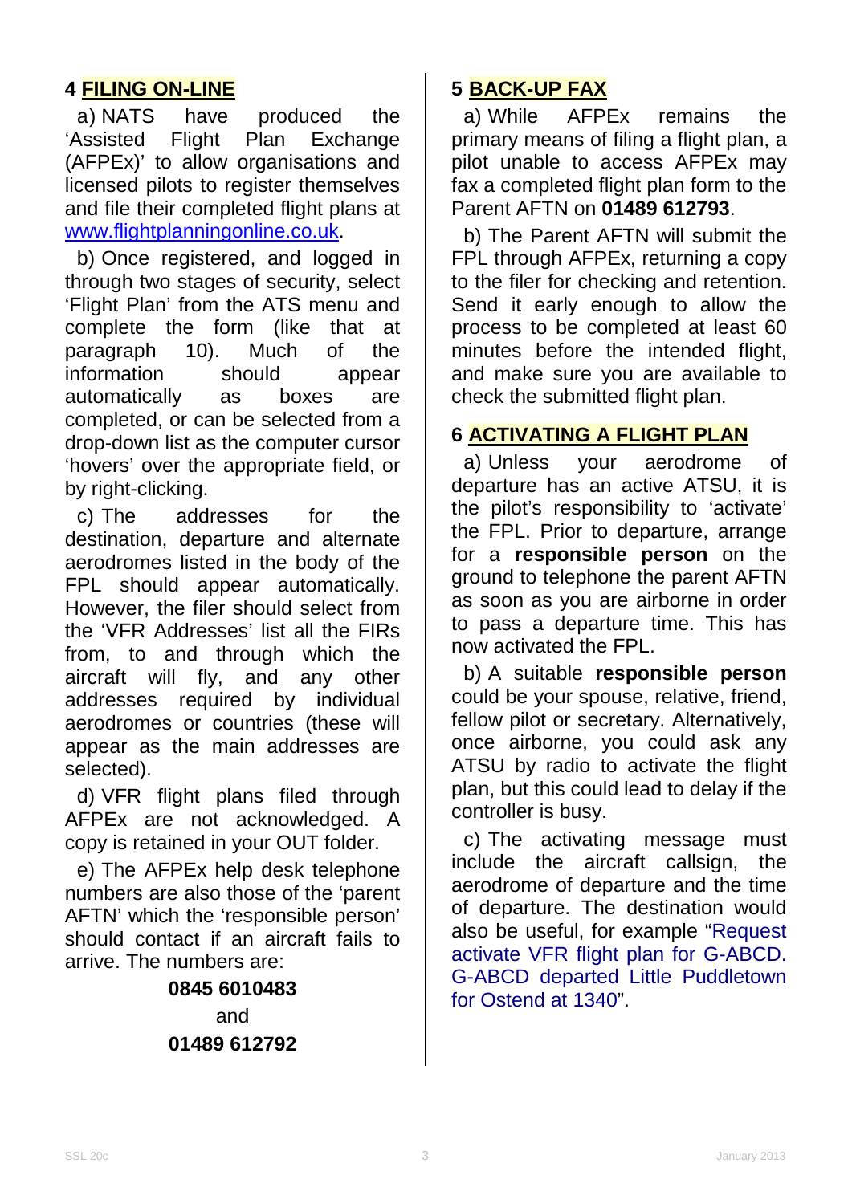## 4 FILING ON-LINE

a) NATS have produced the 'Assisted Flight Plan Exchange (AFPEx)' to allow organisations and licensed pilots to register themselves and file their completed flight plans at www.flightplanningonline.co.uk.

b) Once registered, and logged in through two stages of security, select 'Flight Plan' from the ATS menu and complete the form (like that at paragraph 10). Much of the information should appear automatically as boxes are completed, or can be selected from a drop-down list as the computer cursor 'hovers' over the appropriate field, or by right-clicking.

c) The addresses for the destination, departure and alternate aerodromes listed in the body of the FPL should appear automatically. However, the filer should select from the 'VFR Addresses' list all the FIRs from, to and through which the aircraft will fly, and any other addresses required by individual aerodromes or countries (these will appear as the main addresses are selected).

d) VFR flight plans filed through AFPEx are not acknowledged. A copy is retained in your OUT folder.

e) The AFPEx help desk telephone numbers are also those of the 'parent AFTN' which the 'responsible person' should contact if an aircraft fails to arrive. The numbers are:

**0845 6010483**

and

**01489 612792**

## 5 BACK-UP FAX

a) While AFPEx remains the primary means of filing a flight plan, a pilot unable to access AFPEx may fax a completed flight plan form to the Parent AFTN on **01489 612793**.

b) The Parent AFTN will submit the FPL through AFPEx, returning a copy to the filer for checking and retention. Send it early enough to allow the process to be completed at least 60 minutes before the intended flight, and make sure you are available to check the submitted flight plan.

## 6 ACTIVATING A FLIGHT PLAN

a) Unless your aerodrome of departure has an active ATSU, it is the pilot's responsibility to 'activate' the FPL. Prior to departure, arrange for a **responsible person** on the ground to telephone the parent AFTN as soon as you are airborne in order to pass a departure time. This has now activated the FPL.

b) A suitable **responsible person** could be your spouse, relative, friend, fellow pilot or secretary. Alternatively, once airborne, you could ask any ATSU by radio to activate the flight plan, but this could lead to delay if the controller is busy.

c) The activating message must include the aircraft callsign, the aerodrome of departure and the time of departure. The destination would also be useful, for example "Request activate VFR flight plan for G-ABCD. G-ABCD departed Little Puddletown for Ostend at 1340".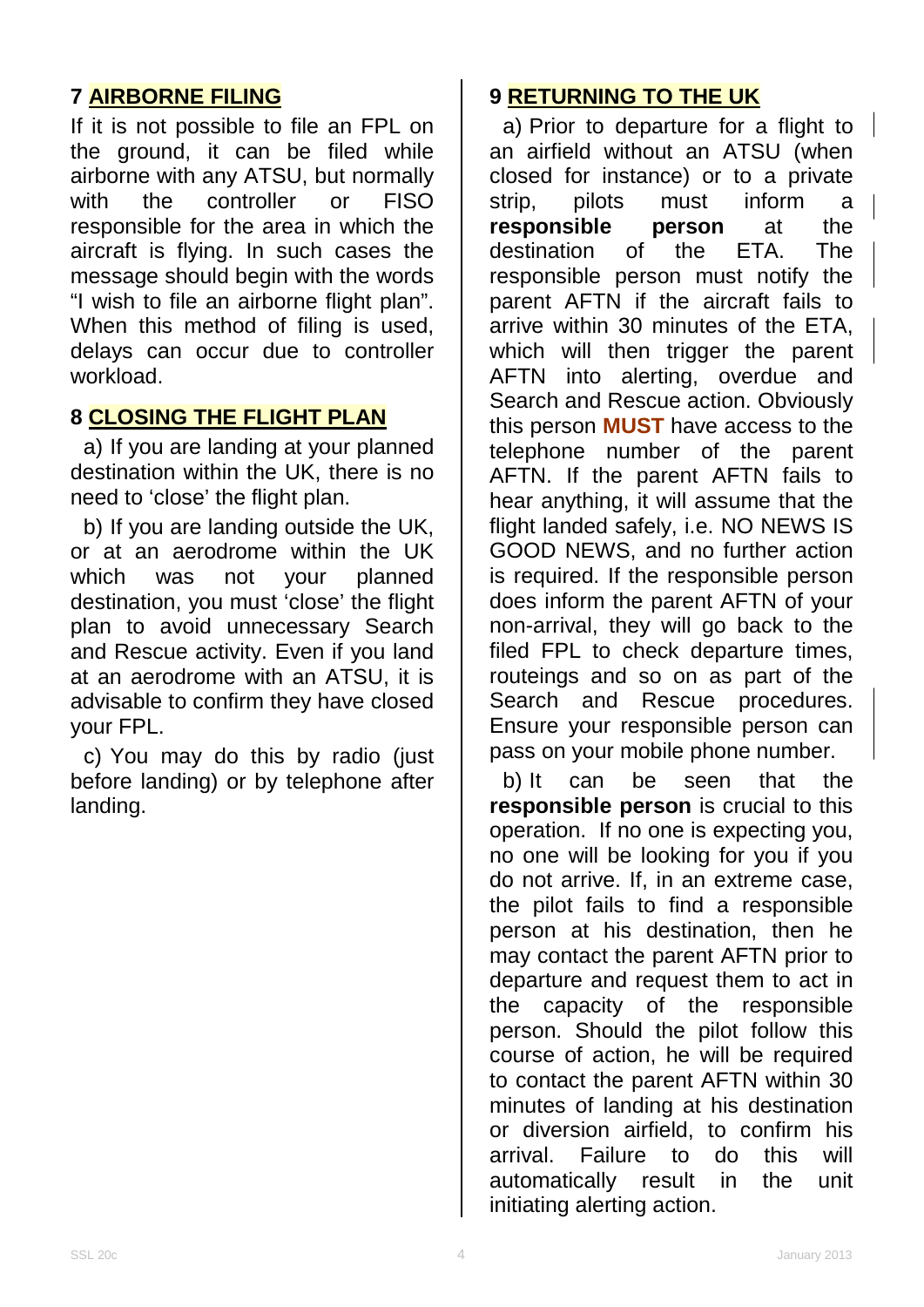## 7 AIRBORNE FILING

If it is not possible to file an FPL on the ground, it can be filed while airborne with any ATSU, but normally with the controller or FISO responsible for the area in which the aircraft is flying. In such cases the message should begin with the words "I wish to file an airborne flight plan". When this method of filing is used, delays can occur due to controller workload.

## 8 CLOSING THE FLIGHT PLAN

a) If you are landing at your planned destination within the UK, there is no need to 'close' the flight plan.

b) If you are landing outside the UK, or at an aerodrome within the UK which was not your planned destination, you must 'close' the flight plan to avoid unnecessary Search and Rescue activity. Even if you land at an aerodrome with an ATSU, it is advisable to confirm they have closed your FPL.

c) You may do this by radio (just before landing) or by telephone after landing.

## 9 RETURNING TO THE UK

a) Prior to departure for a flight to an airfield without an ATSU (when closed for instance) or to a private strip, pilots must inform a **responsible person** at the destination of the ETA. The responsible person must notify the parent AFTN if the aircraft fails to arrive within 30 minutes of the ETA, which will then trigger the parent AFTN into alerting, overdue and Search and Rescue action. Obviously this person **MUST** have access to the telephone number of the parent AFTN. If the parent AFTN fails to hear anything, it will assume that the flight landed safely, i.e. NO NEWS IS GOOD NEWS, and no further action is required. If the responsible person does inform the parent AFTN of your non-arrival, they will go back to the filed FPL to check departure times, routeings and so on as part of the Search and Rescue procedures. Ensure your responsible person can pass on your mobile phone number.

b) It can be seen that the **responsible person** is crucial to this operation. If no one is expecting you, no one will be looking for you if you do not arrive. If, in an extreme case, the pilot fails to find a responsible person at his destination, then he may contact the parent AFTN prior to departure and request them to act in the capacity of the responsible person. Should the pilot follow this course of action, he will be required to contact the parent AFTN within 30 minutes of landing at his destination or diversion airfield, to confirm his arrival. Failure to do this will automatically result in the unit initiating alerting action.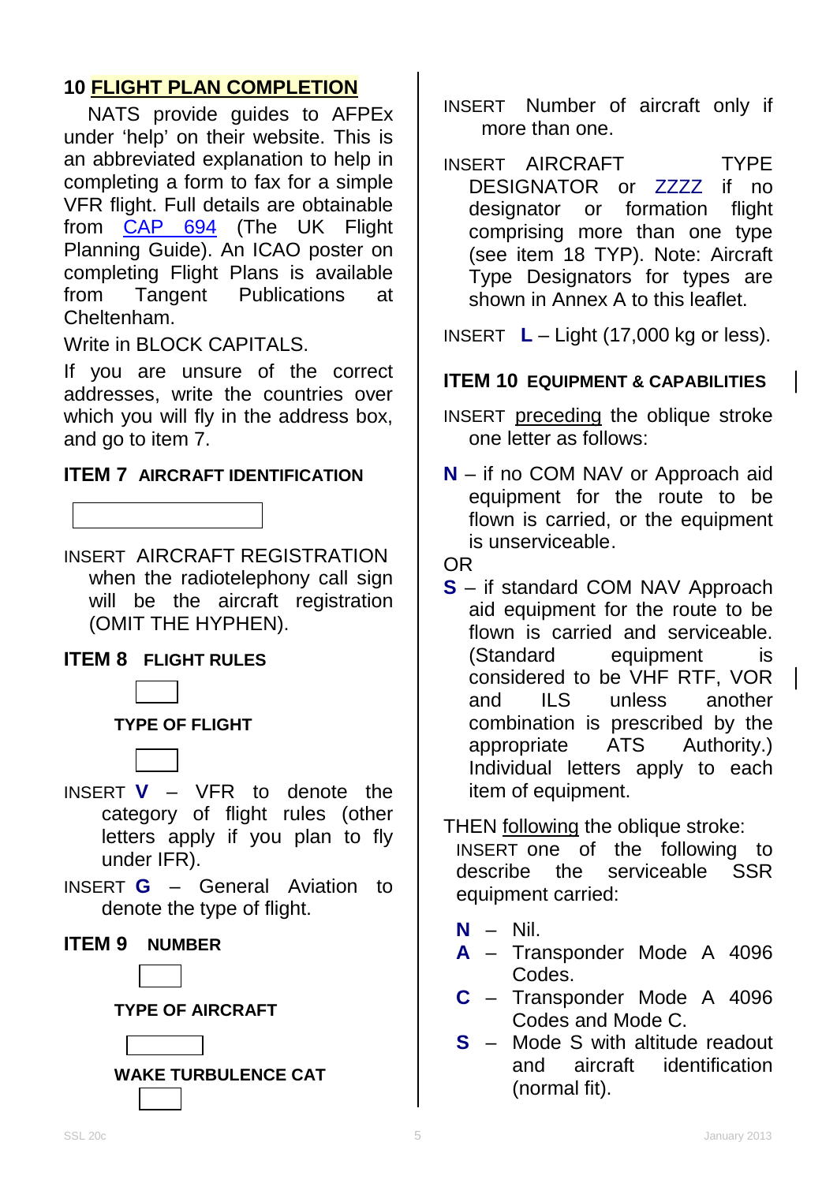## 10 FLIGHT PLAN COMPLETION

NATS provide guides to AFPEx under 'help' on their website. This is an abbreviated explanation to help in completing a form to fax for a simple VFR flight. Full details are obtainable from CAP 694 (The UK Flight Planning Guide). An ICAO poster on completing Flight Plans is available from Tangent Publications at Cheltenham.

Write in BLOCK CAPITALS.

If you are unsure of the correct addresses, write the countries over which you will fly in the address box, and go to item 7.

### ITEM 7 AIRCRAFT IDENTIFICATION

INSERT AIRCRAFT REGISTRATION when the radiotelephony call sign will be the aircraft registration (OMIT THE HYPHEN).

### ITEM 8 FLIGHT RULES

**TYPE OF FLIGHT**

INSERT **V** – VFR to denote the category of flight rules (other letters apply if you plan to fly under IFR).

INSERT **G** – General Aviation to denote the type of flight.

### ITEM 9 NUMBER

**TYPE OF AIRCRAFT**

**WAKE TURBULENCE CAT**

INSERT Number of aircraft only if more than one.

INSERT AIRCRAFT TYPE DESIGNATOR or ZZZZ if no designator or formation flight comprising more than one type (see item 18 TYP). Note: Aircraft Type Designators for types are shown in Annex A to this leaflet.

INSERT **L** – Light (17,000 kg or less).

### ITEM 10 EQUIPMENT & CAPABILITIES

INSERT preceding the oblique stroke one letter as follows:

**N** – if no COM NAV or Approach aid equipment for the route to be flown is carried, or the equipment is unserviceable.

OR

**S** – if standard COM NAV Approach aid equipment for the route to be flown is carried and serviceable. (Standard equipment is considered to be VHF RTF, VOR and ILS unless another combination is prescribed by the appropriate ATS Authority.) Individual letters apply to each item of equipment.

THEN following the oblique stroke:

INSERT one of the following to describe the serviceable SSR equipment carried:

- **N** – Nil.
- **A** – Transponder Mode A 4096 Codes.
- **C** – Transponder Mode A 4096 Codes and Mode C.
- **S** – Mode S with altitude readout and aircraft identification (normal fit).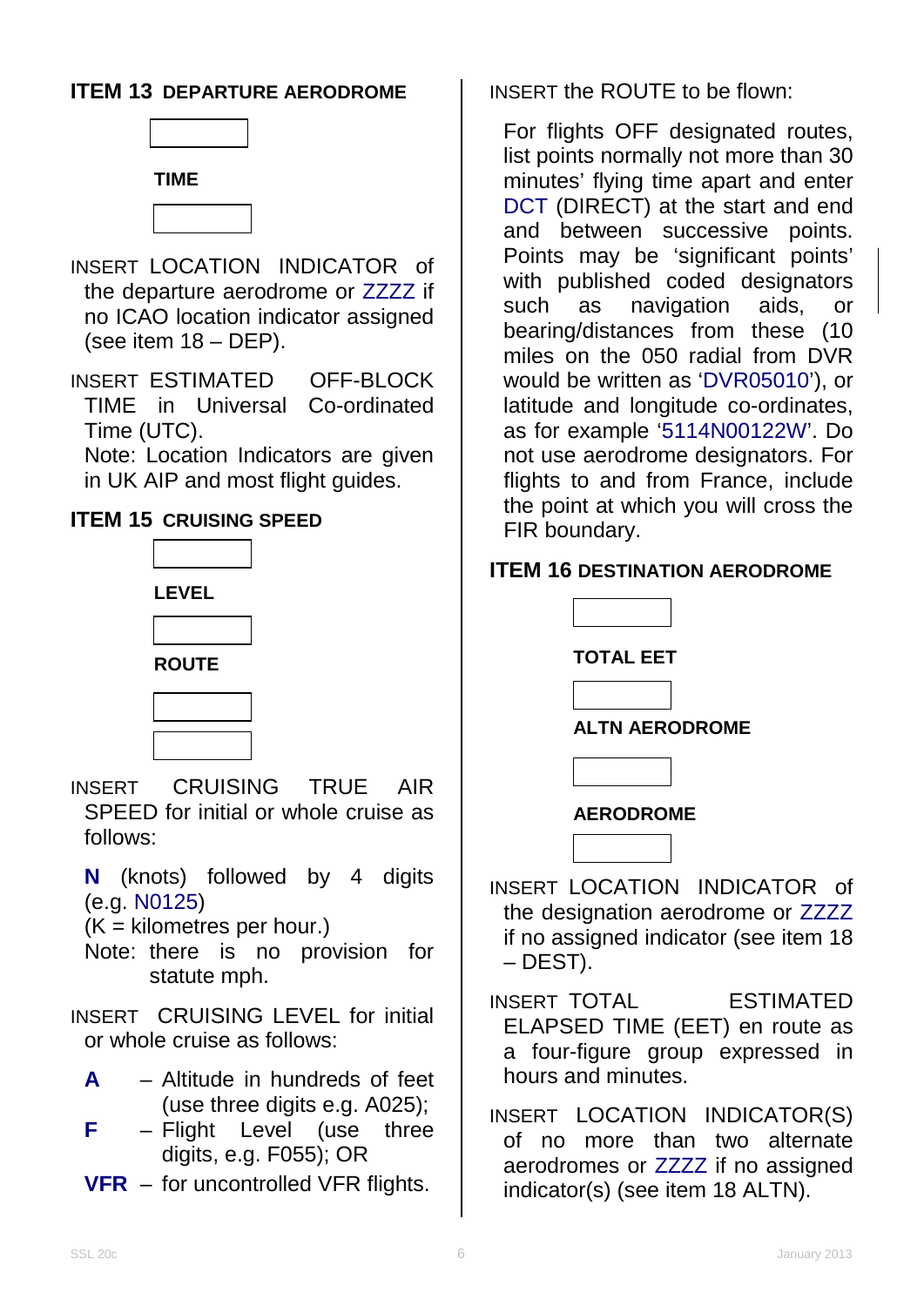**ITEM 13 DEPARTURE AERODROME**

**TIME**

INSERT LOCATION INDICATOR of the departure aerodrome or ZZZZ if no ICAO location indicator assigned (see item 18 – DEP).

INSERT ESTIMATED OFF-BLOCK TIME in Universal Co-ordinated Time (UTC).
Note: Location Indicators are given in UK AIP and most flight guides.

**ITEM 15 CRUISING SPEED**

**LEVEL**

**ROUTE**

INSERT CRUISING TRUE AIR SPEED for initial or whole cruise as follows:

**N** (knots) followed by 4 digits (e.g. N0125)
(K = kilometres per hour.)
Note: there is no provision for statute mph.

INSERT CRUISING LEVEL for initial or whole cruise as follows:

- **A** – Altitude in hundreds of feet (use three digits e.g. A025);
- **F** – Flight Level (use three digits, e.g. F055); OR
- **VFR** – for uncontrolled VFR flights.

INSERT the ROUTE to be flown:

For flights OFF designated routes, list points normally not more than 30 minutes' flying time apart and enter DCT (DIRECT) at the start and end and between successive points. Points may be 'significant points' with published coded designators such as navigation aids, or bearing/distances from these (10 miles on the 050 radial from DVR would be written as 'DVR05010'), or latitude and longitude co-ordinates, as for example '5114N00122W'. Do not use aerodrome designators. For flights to and from France, include the point at which you will cross the FIR boundary.

**ITEM 16 DESTINATION AERODROME**

**TOTAL EET**

**ALTN AERODROME**

**AERODROME**

INSERT LOCATION INDICATOR of the designation aerodrome or ZZZZ if no assigned indicator (see item 18 – DEST).

INSERT TOTAL ESTIMATED ELAPSED TIME (EET) en route as a four-figure group expressed in hours and minutes.

INSERT LOCATION INDICATOR(S) of no more than two alternate aerodromes or ZZZZ if no assigned indicator(s) (see item 18 ALTN).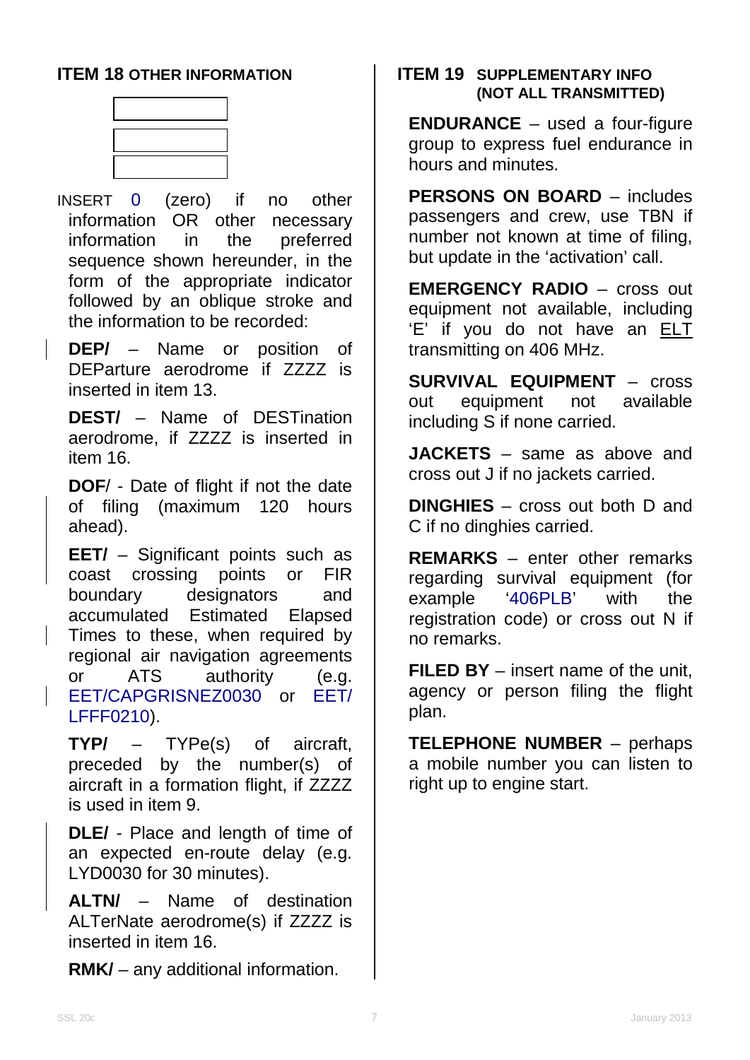## ITEM 18 OTHER INFORMATION

INSERT 0 (zero) if no other information OR other necessary information in the preferred sequence shown hereunder, in the form of the appropriate indicator followed by an oblique stroke and the information to be recorded:

**DEP/** – Name or position of DEParture aerodrome if ZZZZ is inserted in item 13.

**DEST/** – Name of DESTination aerodrome, if ZZZZ is inserted in item 16.

**DOF**/ - Date of flight if not the date of filing (maximum 120 hours ahead).

**EET/** – Significant points such as coast crossing points or FIR boundary designators and accumulated Estimated Elapsed Times to these, when required by regional air navigation agreements or ATS authority (e.g. EET/CAPGRISNEZ0030 or EET/LFFF0210).

**TYP/** – TYPe(s) of aircraft, preceded by the number(s) of aircraft in a formation flight, if ZZZZ is used in item 9.

**DLE/** - Place and length of time of an expected en-route delay (e.g. LYD0030 for 30 minutes).

**ALTN/** – Name of destination ALTerNate aerodrome(s) if ZZZZ is inserted in item 16.

**RMK/** – any additional information.

## ITEM 19 SUPPLEMENTARY INFO (NOT ALL TRANSMITTED)

**ENDURANCE** – used a four-figure group to express fuel endurance in hours and minutes.

**PERSONS ON BOARD** – includes passengers and crew, use TBN if number not known at time of filing, but update in the 'activation' call.

**EMERGENCY RADIO** – cross out equipment not available, including 'E' if you do not have an ELT transmitting on 406 MHz.

**SURVIVAL EQUIPMENT** – cross out equipment not available including S if none carried.

**JACKETS** – same as above and cross out J if no jackets carried.

**DINGHIES** – cross out both D and C if no dinghies carried.

**REMARKS** – enter other remarks regarding survival equipment (for example '406PLB' with the registration code) or cross out N if no remarks.

**FILED BY** – insert name of the unit, agency or person filing the flight plan.

**TELEPHONE NUMBER** – perhaps a mobile number you can listen to right up to engine start.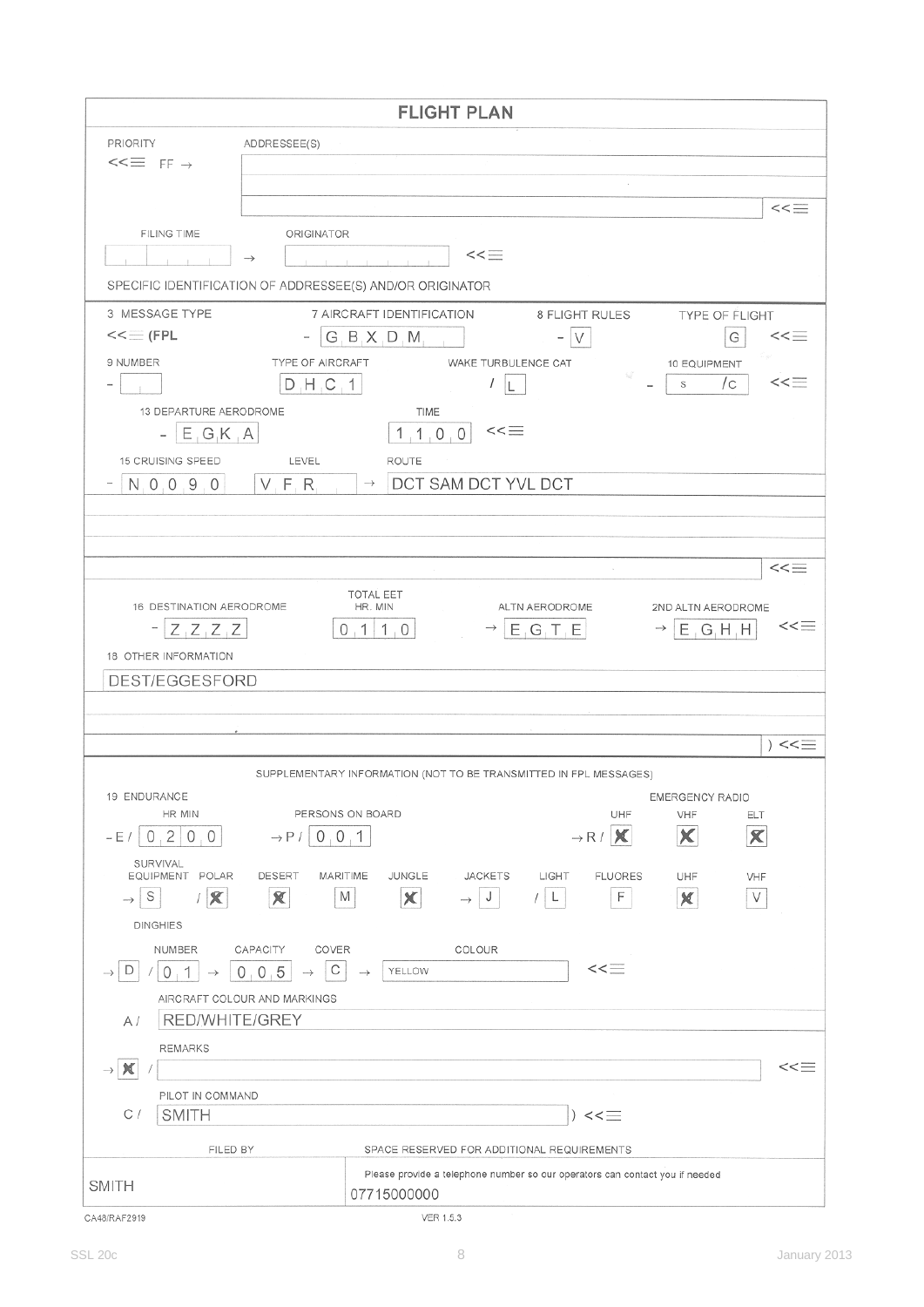# FLIGHT PLAN

PRIORITY: <<≡ FF →

ADDRESSEE(S):

<<≡

FILING TIME: → ORIGINATOR: <<≡

SPECIFIC IDENTIFICATION OF ADDRESSEE(S) AND/OR ORIGINATOR

---

| 3 MESSAGE TYPE | 7 AIRCRAFT IDENTIFICATION | 8 FLIGHT RULES | TYPE OF FLIGHT | |
|---|---|---|---|---|
| <<≡ (FPL | – G B X D M | – V | G | <<≡ |

| 9 NUMBER | TYPE OF AIRCRAFT | WAKE TURBULENCE CAT | 10 EQUIPMENT | |
|---|---|---|---|---|
| – | D H C 1 | / L | – S / C | <<≡ |

| 13 DEPARTURE AERODROME | TIME | |
|---|---|---|
| – E G K A | 1 1 0 0 | <<≡ |

| 15 CRUISING SPEED | LEVEL | ROUTE |
|---|---|---|
| – N 0 0 9 0 | V F R | → DCT SAM DCT YVL DCT |

<<≡

| 16 DESTINATION AERODROME | TOTAL EET HR. MIN | ALTN AERODROME | 2ND ALTN AERODROME | |
|---|---|---|---|---|
| – Z Z Z Z | 0 1 1 0 | → E G T E | → E G H H | <<≡ |

18 OTHER INFORMATION

DEST/EGGESFORD

) <<≡

---

SUPPLEMENTARY INFORMATION (NOT TO BE TRANSMITTED IN FPL MESSAGES)

19 ENDURANCE

| HR MIN | PERSONS ON BOARD | EMERGENCY RADIO UHF | VHF | ELT |
|---|---|---|---|---|
| – E / 0 2 0 0 | → P / 0 0 1 | → R / ☒ | ☒ | ☒ |

SURVIVAL EQUIPMENT

| SURVIVAL EQUIPMENT | POLAR | DESERT | MARITIME | JUNGLE | JACKETS | LIGHT | FLUORES | UHF | VHF |
|---|---|---|---|---|---|---|---|---|---|
| → S | / ☒ | ☒ | M | ☒ | → J | / L | F | ☒ | V |

DINGHIES

| | NUMBER | CAPACITY | COVER | COLOUR | |
|---|---|---|---|---|---|
| → D | / 0 1 | → 0 0 5 | → C | → YELLOW | <<≡ |

AIRCRAFT COLOUR AND MARKINGS

A / RED/WHITE/GREY

REMARKS

→ ☒ / <<≡

PILOT IN COMMAND

C / SMITH ) <<≡

| FILED BY | SPACE RESERVED FOR ADDITIONAL REQUIREMENTS |
|---|---|
| SMITH | Please provide a telephone number so our operators can contact you if needed<br>07715000000 |

CA48/RAF2919 VER 1.5.3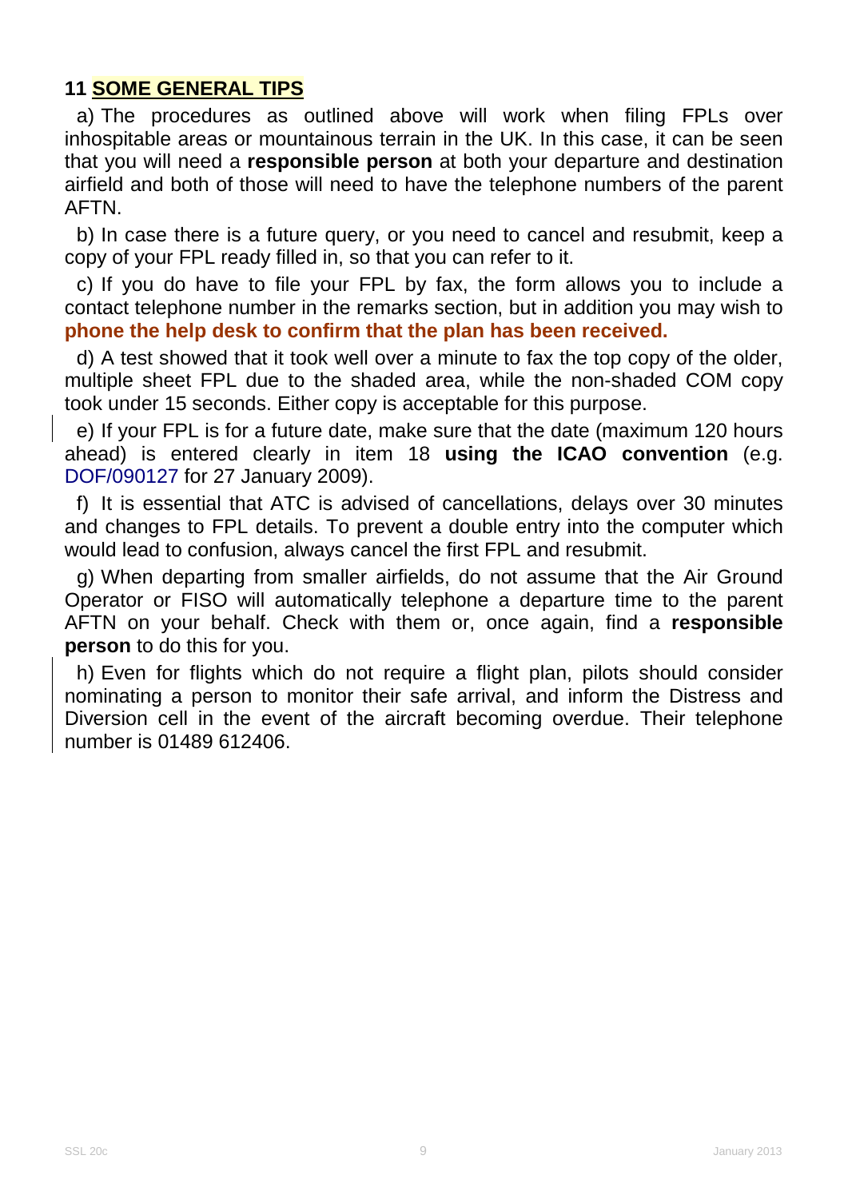## 11 SOME GENERAL TIPS

a) The procedures as outlined above will work when filing FPLs over inhospitable areas or mountainous terrain in the UK. In this case, it can be seen that you will need a **responsible person** at both your departure and destination airfield and both of those will need to have the telephone numbers of the parent AFTN.

b) In case there is a future query, or you need to cancel and resubmit, keep a copy of your FPL ready filled in, so that you can refer to it.

c) If you do have to file your FPL by fax, the form allows you to include a contact telephone number in the remarks section, but in addition you may wish to **phone the help desk to confirm that the plan has been received.**

d) A test showed that it took well over a minute to fax the top copy of the older, multiple sheet FPL due to the shaded area, while the non-shaded COM copy took under 15 seconds. Either copy is acceptable for this purpose.

e) If your FPL is for a future date, make sure that the date (maximum 120 hours ahead) is entered clearly in item 18 **using the ICAO convention** (e.g. DOF/090127 for 27 January 2009).

f) It is essential that ATC is advised of cancellations, delays over 30 minutes and changes to FPL details. To prevent a double entry into the computer which would lead to confusion, always cancel the first FPL and resubmit.

g) When departing from smaller airfields, do not assume that the Air Ground Operator or FISO will automatically telephone a departure time to the parent AFTN on your behalf. Check with them or, once again, find a **responsible person** to do this for you.

h) Even for flights which do not require a flight plan, pilots should consider nominating a person to monitor their safe arrival, and inform the Distress and Diversion cell in the event of the aircraft becoming overdue. Their telephone number is 01489 612406.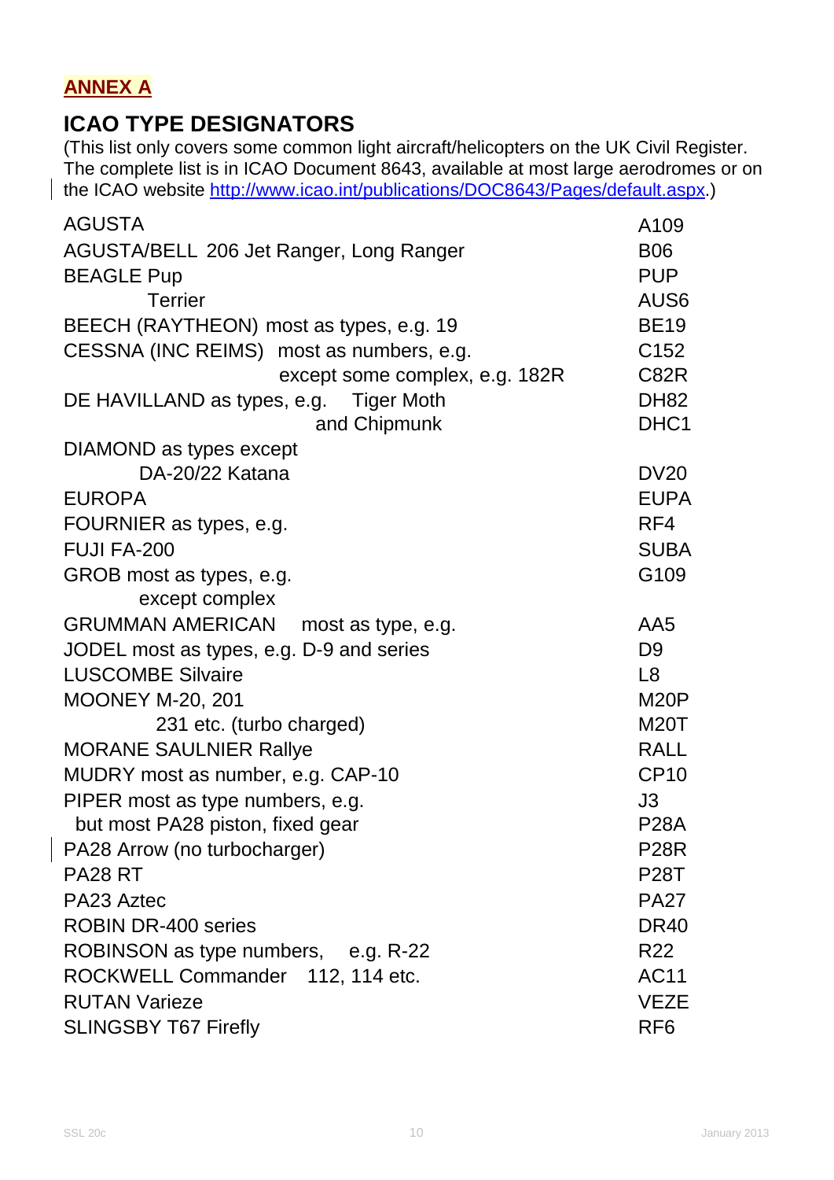## ANNEX A

## ICAO TYPE DESIGNATORS

(This list only covers some common light aircraft/helicopters on the UK Civil Register. The complete list is in ICAO Document 8643, available at most large aerodromes or on the ICAO website http://www.icao.int/publications/DOC8643/Pages/default.aspx.)

| | |
|---|---|
| AGUSTA | A109 |
| AGUSTA/BELL 206 Jet Ranger, Long Ranger | B06 |
| BEAGLE Pup | PUP |
| Terrier | AUS6 |
| BEECH (RAYTHEON) most as types, e.g. 19 | BE19 |
| CESSNA (INC REIMS) most as numbers, e.g. | C152 |
| except some complex, e.g. 182R | C82R |
| DE HAVILLAND as types, e.g. Tiger Moth | DH82 |
| and Chipmunk | DHC1 |
| DIAMOND as types except | |
| DA-20/22 Katana | DV20 |
| EUROPA | EUPA |
| FOURNIER as types, e.g. | RF4 |
| FUJI FA-200 | SUBA |
| GROB most as types, e.g. | G109 |
| except complex | |
| GRUMMAN AMERICAN most as type, e.g. | AA5 |
| JODEL most as types, e.g. D-9 and series | D9 |
| LUSCOMBE Silvaire | L8 |
| MOONEY M-20, 201 | M20P |
| 231 etc. (turbo charged) | M20T |
| MORANE SAULNIER Rallye | RALL |
| MUDRY most as number, e.g. CAP-10 | CP10 |
| PIPER most as type numbers, e.g. | J3 |
| but most PA28 piston, fixed gear | P28A |
| PA28 Arrow (no turbocharger) | P28R |
| PA28 RT | P28T |
| PA23 Aztec | PA27 |
| ROBIN DR-400 series | DR40 |
| ROBINSON as type numbers, e.g. R-22 | R22 |
| ROCKWELL Commander 112, 114 etc. | AC11 |
| RUTAN Varieze | VEZE |
| SLINGSBY T67 Firefly | RF6 |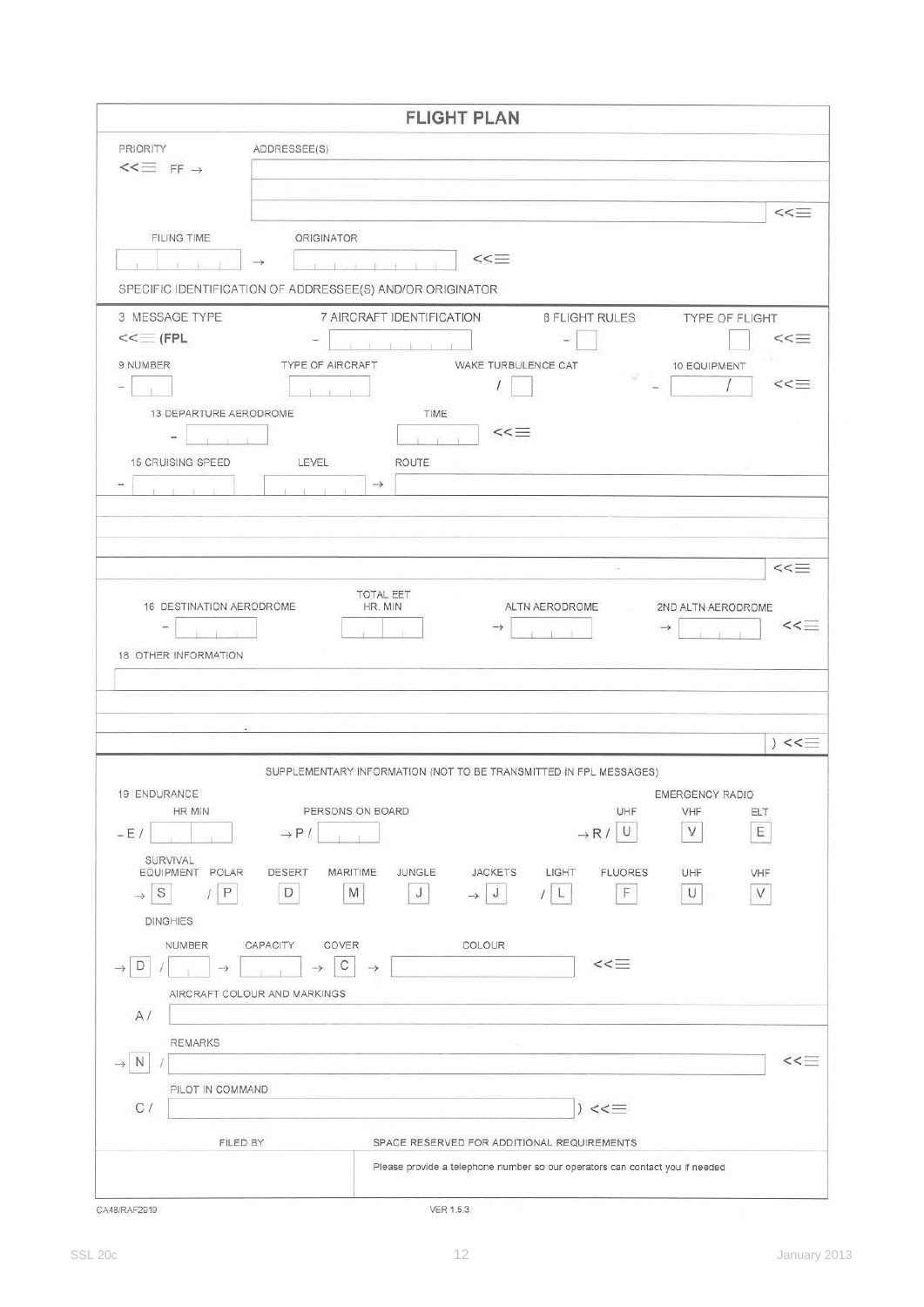# FLIGHT PLAN

PRIORITY

<<≡ FF →

ADDRESSEE(S)

<<≡

FILING TIME

→

ORIGINATOR

<<≡

SPECIFIC IDENTIFICATION OF ADDRESSEE(S) AND/OR ORIGINATOR

3 MESSAGE TYPE

<<≡ (FPL

7 AIRCRAFT IDENTIFICATION

–

8 FLIGHT RULES

–

TYPE OF FLIGHT

<<≡

9 NUMBER

–

TYPE OF AIRCRAFT

WAKE TURBULENCE CAT

/

10 EQUIPMENT

– /

<<≡

13 DEPARTURE AERODROME

–

TIME

<<≡

15 CRUISING SPEED

–

LEVEL

→

ROUTE

<<≡

16 DESTINATION AERODROME

–

TOTAL EET

HR. MIN

ALTN AERODROME

→

2ND ALTN AERODROME

→

<<≡

18 OTHER INFORMATION

) <<≡

SUPPLEMENTARY INFORMATION (NOT TO BE TRANSMITTED IN FPL MESSAGES)

19 ENDURANCE

HR MIN

– E /

PERSONS ON BOARD

→ P /

EMERGENCY RADIO

UHF VHF ELT

→ R / U V E

SURVIVAL EQUIPMENT

POLAR DESERT MARITIME JUNGLE

→ S / P D M J

JACKETS LIGHT FLUORES UHF VHF

→ J / L F U V

DINGHIES

NUMBER CAPACITY COVER COLOUR

→ D / → → C → <<≡

AIRCRAFT COLOUR AND MARKINGS

A /

REMARKS

→ N / <<≡

PILOT IN COMMAND

C / ) <<≡

FILED BY

SPACE RESERVED FOR ADDITIONAL REQUIREMENTS

Please provide a telephone number so our operators can contact you if needed

CA48/RAF2919

VER 1.5.3